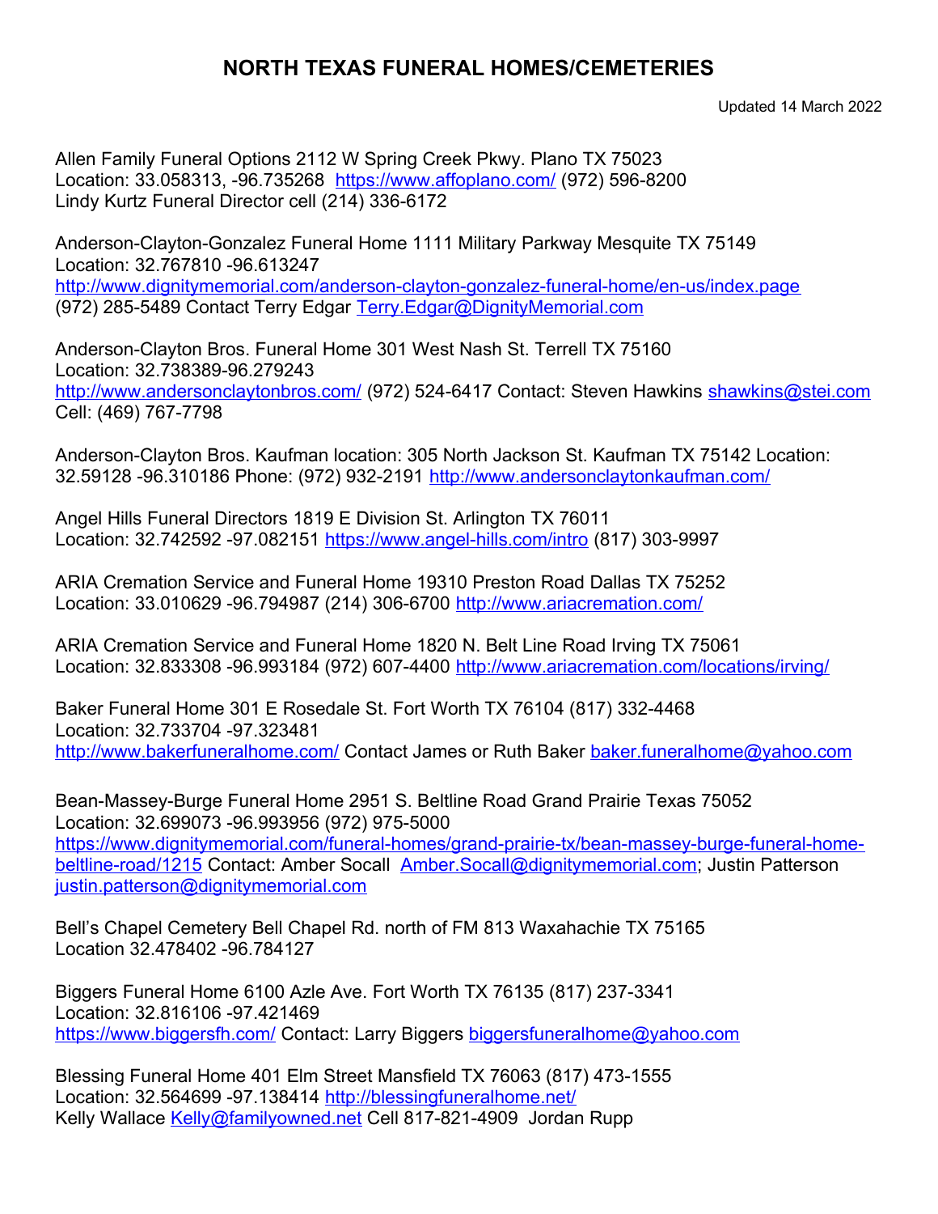# NORTH TEXAS FUNERAL HOMES/CEMETERIES

Updated 14 March 2022

Allen Family Funeral Options 2112 W Spring Creek Pkwy. Plano TX 75023
Location: 33.058313, -96.735268 https://www.affoplano.com/ (972) 596-8200
Lindy Kurtz Funeral Director cell (214) 336-6172

Anderson-Clayton-Gonzalez Funeral Home 1111 Military Parkway Mesquite TX 75149
Location: 32.767810 -96.613247
http://www.dignitymemorial.com/anderson-clayton-gonzalez-funeral-home/en-us/index.page
(972) 285-5489 Contact Terry Edgar Terry.Edgar@DignityMemorial.com

Anderson-Clayton Bros. Funeral Home 301 West Nash St. Terrell TX 75160
Location: 32.738389-96.279243
http://www.andersonclaytonbros.com/ (972) 524-6417 Contact: Steven Hawkins shawkins@stei.com
Cell: (469) 767-7798

Anderson-Clayton Bros. Kaufman location: 305 North Jackson St. Kaufman TX 75142 Location: 32.59128 -96.310186 Phone: (972) 932-2191 http://www.andersonclaytonkaufman.com/

Angel Hills Funeral Directors 1819 E Division St. Arlington TX 76011
Location: 32.742592 -97.082151 https://www.angel-hills.com/intro (817) 303-9997

ARIA Cremation Service and Funeral Home 19310 Preston Road Dallas TX 75252
Location: 33.010629 -96.794987 (214) 306-6700 http://www.ariacremation.com/

ARIA Cremation Service and Funeral Home 1820 N. Belt Line Road Irving TX 75061
Location: 32.833308 -96.993184 (972) 607-4400 http://www.ariacremation.com/locations/irving/

Baker Funeral Home 301 E Rosedale St. Fort Worth TX 76104 (817) 332-4468
Location: 32.733704 -97.323481
http://www.bakerfuneralhome.com/ Contact James or Ruth Baker baker.funeralhome@yahoo.com

Bean-Massey-Burge Funeral Home 2951 S. Beltline Road Grand Prairie Texas 75052
Location: 32.699073 -96.993956 (972) 975-5000
https://www.dignitymemorial.com/funeral-homes/grand-prairie-tx/bean-massey-burge-funeral-home-beltline-road/1215 Contact: Amber Socall Amber.Socall@dignitymemorial.com; Justin Patterson justin.patterson@dignitymemorial.com

Bell's Chapel Cemetery Bell Chapel Rd. north of FM 813 Waxahachie TX 75165
Location 32.478402 -96.784127

Biggers Funeral Home 6100 Azle Ave. Fort Worth TX 76135 (817) 237-3341
Location: 32.816106 -97.421469
https://www.biggersfh.com/ Contact: Larry Biggers biggersfuneralhome@yahoo.com

Blessing Funeral Home 401 Elm Street Mansfield TX 76063 (817) 473-1555
Location: 32.564699 -97.138414 http://blessingfuneralhome.net/
Kelly Wallace Kelly@familyowned.net Cell 817-821-4909 Jordan Rupp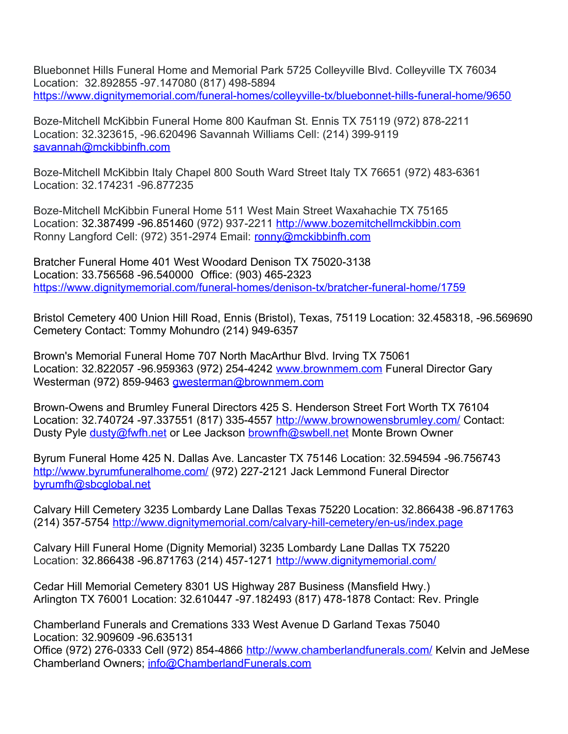Bluebonnet Hills Funeral Home and Memorial Park 5725 Colleyville Blvd. Colleyville TX 76034
Location: 32.892855 -97.147080 (817) 498-5894
https://www.dignitymemorial.com/funeral-homes/colleyville-tx/bluebonnet-hills-funeral-home/9650

Boze-Mitchell McKibbin Funeral Home 800 Kaufman St. Ennis TX 75119 (972) 878-2211
Location: 32.323615, -96.620496 Savannah Williams Cell: (214) 399-9119
savannah@mckibbinfh.com

Boze-Mitchell McKibbin Italy Chapel 800 South Ward Street Italy TX 76651 (972) 483-6361
Location: 32.174231 -96.877235

Boze-Mitchell McKibbin Funeral Home 511 West Main Street Waxahachie TX 75165
Location: 32.387499 -96.851460 (972) 937-2211 http://www.bozemitchellmckibbin.com
Ronny Langford Cell: (972) 351-2974 Email: ronny@mckibbinfh.com

Bratcher Funeral Home 401 West Woodard Denison TX 75020-3138
Location: 33.756568 -96.540000 Office: (903) 465-2323
https://www.dignitymemorial.com/funeral-homes/denison-tx/bratcher-funeral-home/1759

Bristol Cemetery 400 Union Hill Road, Ennis (Bristol), Texas, 75119 Location: 32.458318, -96.569690
Cemetery Contact: Tommy Mohundro (214) 949-6357

Brown's Memorial Funeral Home 707 North MacArthur Blvd. Irving TX 75061
Location: 32.822057 -96.959363 (972) 254-4242 www.brownmem.com Funeral Director Gary Westerman (972) 859-9463 gwesterman@brownmem.com

Brown-Owens and Brumley Funeral Directors 425 S. Henderson Street Fort Worth TX 76104
Location: 32.740724 -97.337551 (817) 335-4557 http://www.brownowensbrumley.com/ Contact: Dusty Pyle dusty@fwfh.net or Lee Jackson brownfh@swbell.net Monte Brown Owner

Byrum Funeral Home 425 N. Dallas Ave. Lancaster TX 75146 Location: 32.594594 -96.756743
http://www.byrumfuneralhome.com/ (972) 227-2121 Jack Lemmond Funeral Director
byrumfh@sbcglobal.net

Calvary Hill Cemetery 3235 Lombardy Lane Dallas Texas 75220 Location: 32.866438 -96.871763
(214) 357-5754 http://www.dignitymemorial.com/calvary-hill-cemetery/en-us/index.page

Calvary Hill Funeral Home (Dignity Memorial) 3235 Lombardy Lane Dallas TX 75220
Location: 32.866438 -96.871763 (214) 457-1271 http://www.dignitymemorial.com/

Cedar Hill Memorial Cemetery 8301 US Highway 287 Business (Mansfield Hwy.)
Arlington TX 76001 Location: 32.610447 -97.182493 (817) 478-1878 Contact: Rev. Pringle

Chamberland Funerals and Cremations 333 West Avenue D Garland Texas 75040
Location: 32.909609 -96.635131
Office (972) 276-0333 Cell (972) 854-4866 http://www.chamberlandfunerals.com/ Kelvin and JeMese Chamberland Owners; info@ChamberlandFunerals.com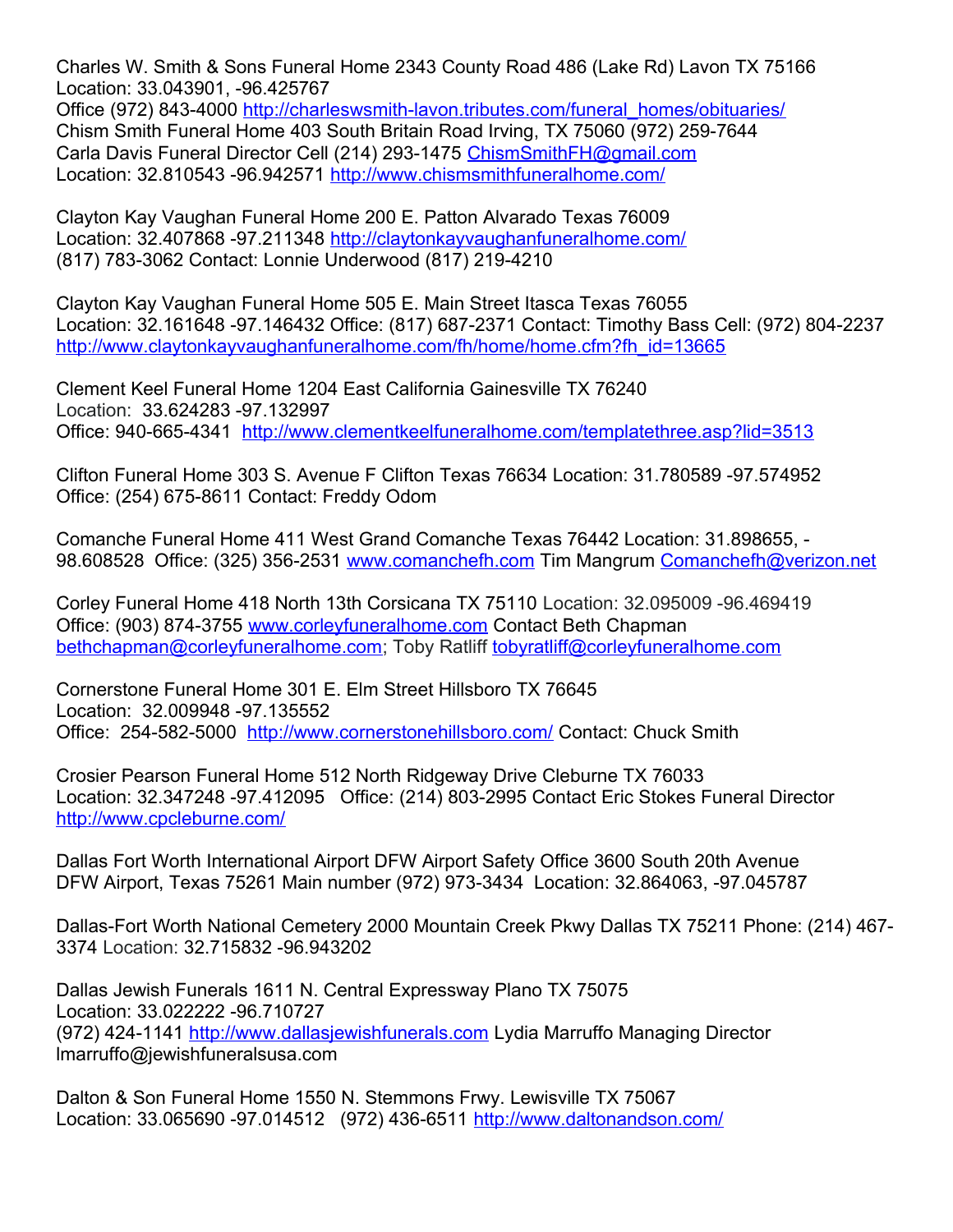Charles W. Smith & Sons Funeral Home 2343 County Road 486 (Lake Rd) Lavon TX 75166
Location: 33.043901, -96.425767
Office (972) 843-4000 http://charleswsmith-lavon.tributes.com/funeral_homes/obituaries/
Chism Smith Funeral Home 403 South Britain Road Irving, TX 75060 (972) 259-7644
Carla Davis Funeral Director Cell (214) 293-1475 ChismSmithFH@gmail.com
Location: 32.810543 -96.942571 http://www.chismsmithfuneralhome.com/

Clayton Kay Vaughan Funeral Home 200 E. Patton Alvarado Texas 76009
Location: 32.407868 -97.211348 http://claytonkayvaughanfuneralhome.com/
(817) 783-3062 Contact: Lonnie Underwood (817) 219-4210

Clayton Kay Vaughan Funeral Home 505 E. Main Street Itasca Texas 76055
Location: 32.161648 -97.146432 Office: (817) 687-2371 Contact: Timothy Bass Cell: (972) 804-2237
http://www.claytonkayvaughanfuneralhome.com/fh/home/home.cfm?fh_id=13665

Clement Keel Funeral Home 1204 East California Gainesville TX 76240
Location: 33.624283 -97.132997
Office: 940-665-4341 http://www.clementkeelfuneralhome.com/templatethree.asp?lid=3513

Clifton Funeral Home 303 S. Avenue F Clifton Texas 76634 Location: 31.780589 -97.574952
Office: (254) 675-8611 Contact: Freddy Odom

Comanche Funeral Home 411 West Grand Comanche Texas 76442 Location: 31.898655, -98.608528 Office: (325) 356-2531 www.comanchefh.com Tim Mangrum Comanchefh@verizon.net

Corley Funeral Home 418 North 13th Corsicana TX 75110 Location: 32.095009 -96.469419
Office: (903) 874-3755 www.corleyfuneralhome.com Contact Beth Chapman
bethchapman@corleyfuneralhome.com; Toby Ratliff tobyratliff@corleyfuneralhome.com

Cornerstone Funeral Home 301 E. Elm Street Hillsboro TX 76645
Location: 32.009948 -97.135552
Office: 254-582-5000 http://www.cornerstonehillsboro.com/ Contact: Chuck Smith

Crosier Pearson Funeral Home 512 North Ridgeway Drive Cleburne TX 76033
Location: 32.347248 -97.412095 Office: (214) 803-2995 Contact Eric Stokes Funeral Director
http://www.cpcleburne.com/

Dallas Fort Worth International Airport DFW Airport Safety Office 3600 South 20th Avenue
DFW Airport, Texas 75261 Main number (972) 973-3434 Location: 32.864063, -97.045787

Dallas-Fort Worth National Cemetery 2000 Mountain Creek Pkwy Dallas TX 75211 Phone: (214) 467-3374 Location: 32.715832 -96.943202

Dallas Jewish Funerals 1611 N. Central Expressway Plano TX 75075
Location: 33.022222 -96.710727
(972) 424-1141 http://www.dallasjewishfunerals.com Lydia Marruffo Managing Director
lmarruffo@jewishfuneralsusa.com

Dalton & Son Funeral Home 1550 N. Stemmons Frwy. Lewisville TX 75067
Location: 33.065690 -97.014512 (972) 436-6511 http://www.daltonandson.com/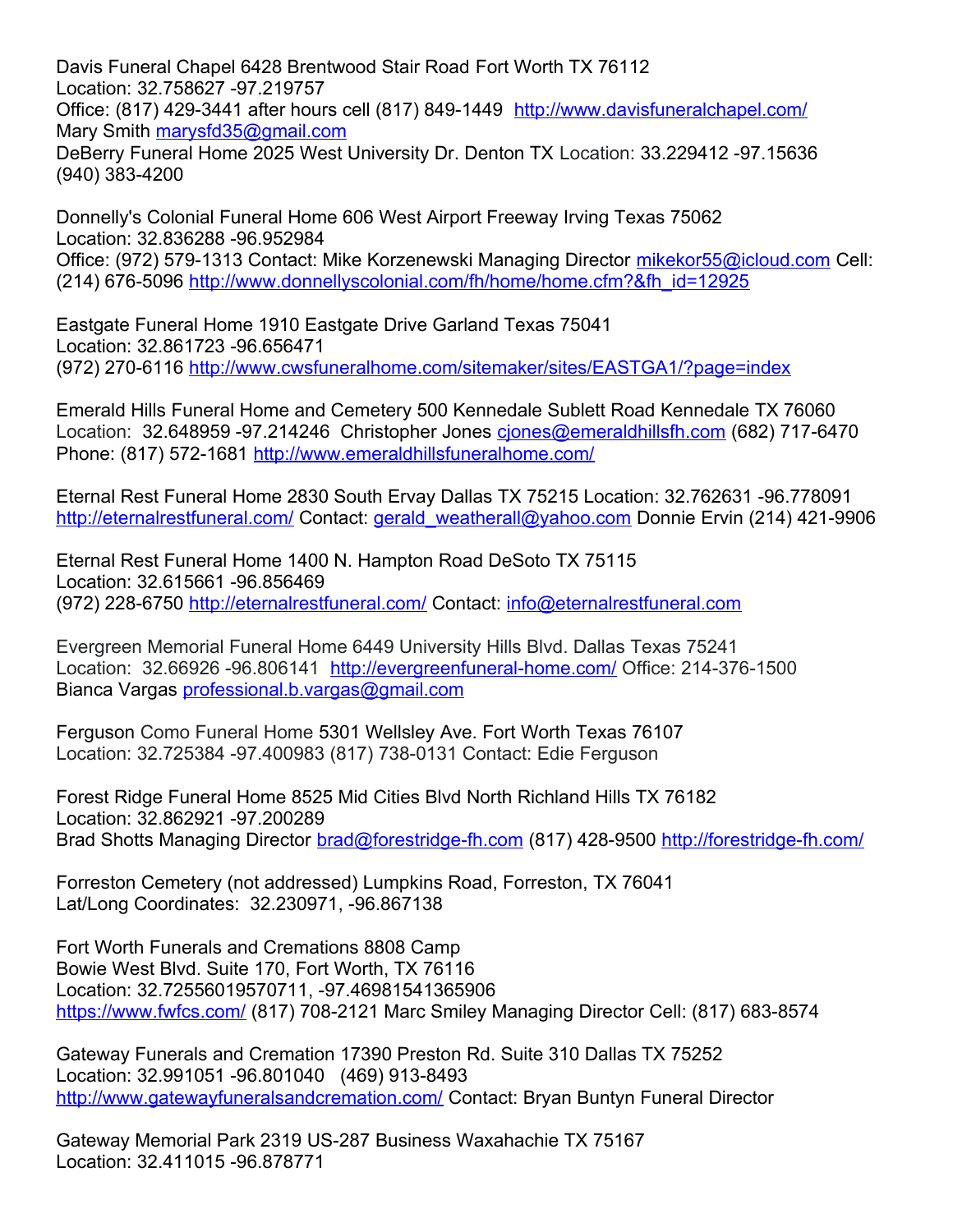Davis Funeral Chapel 6428 Brentwood Stair Road Fort Worth TX 76112
Location: 32.758627 -97.219757
Office: (817) 429-3441 after hours cell (817) 849-1449 http://www.davisfuneralchapel.com/
Mary Smith marysfd35@gmail.com
DeBerry Funeral Home 2025 West University Dr. Denton TX Location: 33.229412 -97.15636
(940) 383-4200

Donnelly's Colonial Funeral Home 606 West Airport Freeway Irving Texas 75062
Location: 32.836288 -96.952984
Office: (972) 579-1313 Contact: Mike Korzenewski Managing Director mikekor55@icloud.com Cell: (214) 676-5096 http://www.donnellyscolonial.com/fh/home/home.cfm?&fh_id=12925

Eastgate Funeral Home 1910 Eastgate Drive Garland Texas 75041
Location: 32.861723 -96.656471
(972) 270-6116 http://www.cwsfuneralhome.com/sitemaker/sites/EASTGA1/?page=index

Emerald Hills Funeral Home and Cemetery 500 Kennedale Sublett Road Kennedale TX 76060
Location: 32.648959 -97.214246 Christopher Jones cjones@emeraldhillsfh.com (682) 717-6470
Phone: (817) 572-1681 http://www.emeraldhillsfuneralhome.com/

Eternal Rest Funeral Home 2830 South Ervay Dallas TX 75215 Location: 32.762631 -96.778091
http://eternalrestfuneral.com/ Contact: gerald_weatherall@yahoo.com Donnie Ervin (214) 421-9906

Eternal Rest Funeral Home 1400 N. Hampton Road DeSoto TX 75115
Location: 32.615661 -96.856469
(972) 228-6750 http://eternalrestfuneral.com/ Contact: info@eternalrestfuneral.com

Evergreen Memorial Funeral Home 6449 University Hills Blvd. Dallas Texas 75241
Location: 32.66926 -96.806141 http://evergreenfuneral-home.com/ Office: 214-376-1500
Bianca Vargas professional.b.vargas@gmail.com

Ferguson Como Funeral Home 5301 Wellsley Ave. Fort Worth Texas 76107
Location: 32.725384 -97.400983 (817) 738-0131 Contact: Edie Ferguson

Forest Ridge Funeral Home 8525 Mid Cities Blvd North Richland Hills TX 76182
Location: 32.862921 -97.200289
Brad Shotts Managing Director brad@forestridge-fh.com (817) 428-9500 http://forestridge-fh.com/

Forreston Cemetery (not addressed) Lumpkins Road, Forreston, TX 76041
Lat/Long Coordinates: 32.230971, -96.867138

Fort Worth Funerals and Cremations 8808 Camp
Bowie West Blvd. Suite 170, Fort Worth, TX 76116
Location: 32.72556019570711, -97.46981541365906
https://www.fwfcs.com/ (817) 708-2121 Marc Smiley Managing Director Cell: (817) 683-8574

Gateway Funerals and Cremation 17390 Preston Rd. Suite 310 Dallas TX 75252
Location: 32.991051 -96.801040 (469) 913-8493
http://www.gatewayfuneralsandcremation.com/ Contact: Bryan Buntyn Funeral Director

Gateway Memorial Park 2319 US-287 Business Waxahachie TX 75167
Location: 32.411015 -96.878771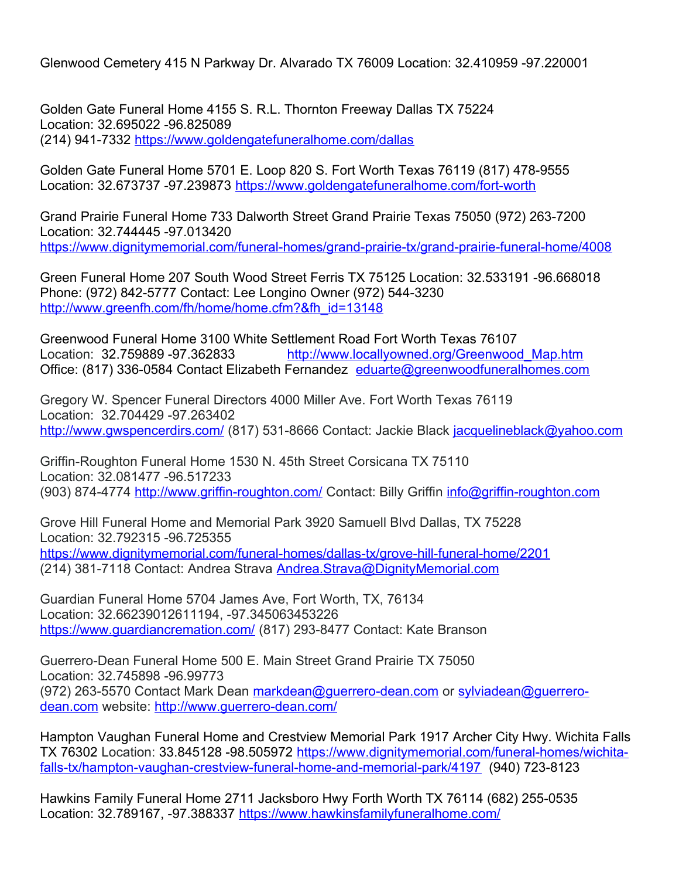Glenwood Cemetery 415 N Parkway Dr. Alvarado TX 76009 Location: 32.410959 -97.220001

Golden Gate Funeral Home 4155 S. R.L. Thornton Freeway Dallas TX 75224
Location: 32.695022 -96.825089
(214) 941-7332 https://www.goldengatefuneralhome.com/dallas

Golden Gate Funeral Home 5701 E. Loop 820 S. Fort Worth Texas 76119 (817) 478-9555
Location: 32.673737 -97.239873 https://www.goldengatefuneralhome.com/fort-worth

Grand Prairie Funeral Home 733 Dalworth Street Grand Prairie Texas 75050 (972) 263-7200
Location: 32.744445 -97.013420
https://www.dignitymemorial.com/funeral-homes/grand-prairie-tx/grand-prairie-funeral-home/4008

Green Funeral Home 207 South Wood Street Ferris TX 75125 Location: 32.533191 -96.668018
Phone: (972) 842-5777 Contact: Lee Longino Owner (972) 544-3230
http://www.greenfh.com/fh/home/home.cfm?&fh_id=13148

Greenwood Funeral Home 3100 White Settlement Road Fort Worth Texas 76107
Location: 32.759889 -97.362833 http://www.locallyowned.org/Greenwood_Map.htm
Office: (817) 336-0584 Contact Elizabeth Fernandez eduarte@greenwoodfuneralhomes.com

Gregory W. Spencer Funeral Directors 4000 Miller Ave. Fort Worth Texas 76119
Location: 32.704429 -97.263402
http://www.gwspencerdirs.com/ (817) 531-8666 Contact: Jackie Black jacquelineblack@yahoo.com

Griffin-Roughton Funeral Home 1530 N. 45th Street Corsicana TX 75110
Location: 32.081477 -96.517233
(903) 874-4774 http://www.griffin-roughton.com/ Contact: Billy Griffin info@griffin-roughton.com

Grove Hill Funeral Home and Memorial Park 3920 Samuell Blvd Dallas, TX 75228
Location: 32.792315 -96.725355
https://www.dignitymemorial.com/funeral-homes/dallas-tx/grove-hill-funeral-home/2201
(214) 381-7118 Contact: Andrea Strava Andrea.Strava@DignityMemorial.com

Guardian Funeral Home 5704 James Ave, Fort Worth, TX, 76134
Location: 32.66239012611194, -97.345063453226
https://www.guardiancremation.com/ (817) 293-8477 Contact: Kate Branson

Guerrero-Dean Funeral Home 500 E. Main Street Grand Prairie TX 75050
Location: 32.745898 -96.99773
(972) 263-5570 Contact Mark Dean markdean@guerrero-dean.com or sylviadean@guerrero-dean.com website: http://www.guerrero-dean.com/

Hampton Vaughan Funeral Home and Crestview Memorial Park 1917 Archer City Hwy. Wichita Falls TX 76302 Location: 33.845128 -98.505972 https://www.dignitymemorial.com/funeral-homes/wichita-falls-tx/hampton-vaughan-crestview-funeral-home-and-memorial-park/4197 (940) 723-8123

Hawkins Family Funeral Home 2711 Jacksboro Hwy Forth Worth TX 76114 (682) 255-0535
Location: 32.789167, -97.388337 https://www.hawkinsfamilyfuneralhome.com/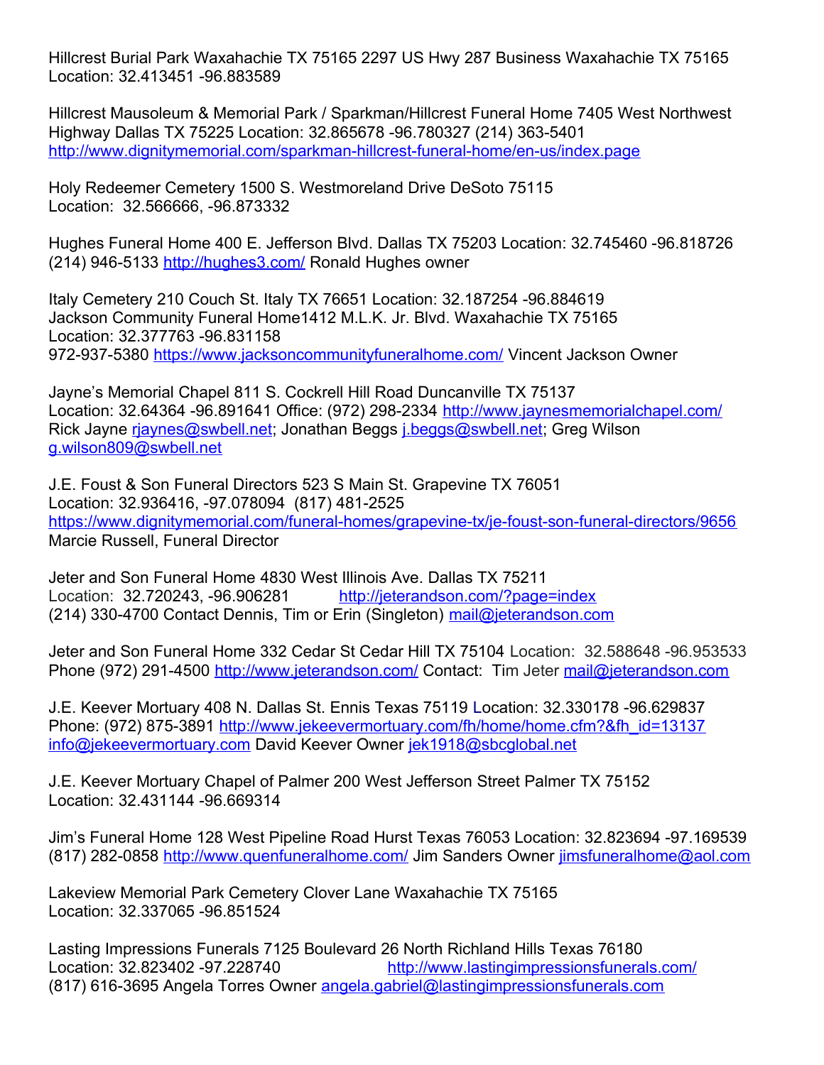Hillcrest Burial Park Waxahachie TX 75165 2297 US Hwy 287 Business Waxahachie TX 75165
Location: 32.413451 -96.883589

Hillcrest Mausoleum & Memorial Park / Sparkman/Hillcrest Funeral Home 7405 West Northwest Highway Dallas TX 75225 Location: 32.865678 -96.780327 (214) 363-5401
http://www.dignitymemorial.com/sparkman-hillcrest-funeral-home/en-us/index.page

Holy Redeemer Cemetery 1500 S. Westmoreland Drive DeSoto 75115
Location: 32.566666, -96.873332

Hughes Funeral Home 400 E. Jefferson Blvd. Dallas TX 75203 Location: 32.745460 -96.818726
(214) 946-5133 http://hughes3.com/ Ronald Hughes owner

Italy Cemetery 210 Couch St. Italy TX 76651 Location: 32.187254 -96.884619
Jackson Community Funeral Home1412 M.L.K. Jr. Blvd. Waxahachie TX 75165
Location: 32.377763 -96.831158
972-937-5380 https://www.jacksoncommunityfuneralhome.com/ Vincent Jackson Owner

Jayne's Memorial Chapel 811 S. Cockrell Hill Road Duncanville TX 75137
Location: 32.64364 -96.891641 Office: (972) 298-2334 http://www.jaynesmemorialchapel.com/
Rick Jayne rjaynes@swbell.net; Jonathan Beggs j.beggs@swbell.net; Greg Wilson g.wilson809@swbell.net

J.E. Foust & Son Funeral Directors 523 S Main St. Grapevine TX 76051
Location: 32.936416, -97.078094 (817) 481-2525
https://www.dignitymemorial.com/funeral-homes/grapevine-tx/je-foust-son-funeral-directors/9656
Marcie Russell, Funeral Director

Jeter and Son Funeral Home 4830 West Illinois Ave. Dallas TX 75211
Location: 32.720243, -96.906281 http://jeterandson.com/?page=index
(214) 330-4700 Contact Dennis, Tim or Erin (Singleton) mail@jeterandson.com

Jeter and Son Funeral Home 332 Cedar St Cedar Hill TX 75104 Location: 32.588648 -96.953533
Phone (972) 291-4500 http://www.jeterandson.com/ Contact: Tim Jeter mail@jeterandson.com

J.E. Keever Mortuary 408 N. Dallas St. Ennis Texas 75119 Location: 32.330178 -96.629837
Phone: (972) 875-3891 http://www.jekeevermortuary.com/fh/home/home.cfm?&fh_id=13137
info@jekeevermortuary.com David Keever Owner jek1918@sbcglobal.net

J.E. Keever Mortuary Chapel of Palmer 200 West Jefferson Street Palmer TX 75152
Location: 32.431144 -96.669314

Jim's Funeral Home 128 West Pipeline Road Hurst Texas 76053 Location: 32.823694 -97.169539
(817) 282-0858 http://www.quenfuneralhome.com/ Jim Sanders Owner jimsfuneralhome@aol.com

Lakeview Memorial Park Cemetery Clover Lane Waxahachie TX 75165
Location: 32.337065 -96.851524

Lasting Impressions Funerals 7125 Boulevard 26 North Richland Hills Texas 76180
Location: 32.823402 -97.228740 http://www.lastingimpressionsfunerals.com/
(817) 616-3695 Angela Torres Owner angela.gabriel@lastingimpressionsfunerals.com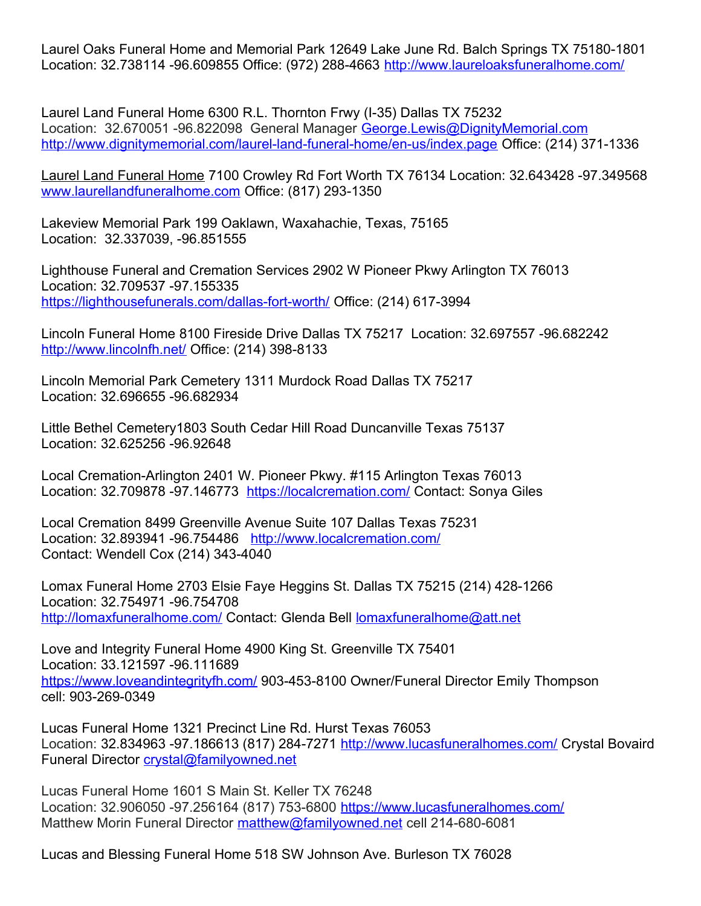Laurel Oaks Funeral Home and Memorial Park 12649 Lake June Rd. Balch Springs TX 75180-1801
Location: 32.738114 -96.609855 Office: (972) 288-4663 http://www.laureloaksfuneralhome.com/

Laurel Land Funeral Home 6300 R.L. Thornton Frwy (I-35) Dallas TX 75232
Location: 32.670051 -96.822098 General Manager George.Lewis@DignityMemorial.com
http://www.dignitymemorial.com/laurel-land-funeral-home/en-us/index.page Office: (214) 371-1336

Laurel Land Funeral Home 7100 Crowley Rd Fort Worth TX 76134 Location: 32.643428 -97.349568
www.laurellandfuneralhome.com Office: (817) 293-1350

Lakeview Memorial Park 199 Oaklawn, Waxahachie, Texas, 75165
Location: 32.337039, -96.851555

Lighthouse Funeral and Cremation Services 2902 W Pioneer Pkwy Arlington TX 76013
Location: 32.709537 -97.155335
https://lighthousefunerals.com/dallas-fort-worth/ Office: (214) 617-3994

Lincoln Funeral Home 8100 Fireside Drive Dallas TX 75217 Location: 32.697557 -96.682242
http://www.lincolnfh.net/ Office: (214) 398-8133

Lincoln Memorial Park Cemetery 1311 Murdock Road Dallas TX 75217
Location: 32.696655 -96.682934

Little Bethel Cemetery1803 South Cedar Hill Road Duncanville Texas 75137
Location: 32.625256 -96.92648

Local Cremation-Arlington 2401 W. Pioneer Pkwy. #115 Arlington Texas 76013
Location: 32.709878 -97.146773 https://localcremation.com/ Contact: Sonya Giles

Local Cremation 8499 Greenville Avenue Suite 107 Dallas Texas 75231
Location: 32.893941 -96.754486 http://www.localcremation.com/
Contact: Wendell Cox (214) 343-4040

Lomax Funeral Home 2703 Elsie Faye Heggins St. Dallas TX 75215 (214) 428-1266
Location: 32.754971 -96.754708
http://lomaxfuneralhome.com/ Contact: Glenda Bell lomaxfuneralhome@att.net

Love and Integrity Funeral Home 4900 King St. Greenville TX 75401
Location: 33.121597 -96.111689
https://www.loveandintegrityfh.com/ 903-453-8100 Owner/Funeral Director Emily Thompson
cell: 903-269-0349

Lucas Funeral Home 1321 Precinct Line Rd. Hurst Texas 76053
Location: 32.834963 -97.186613 (817) 284-7271 http://www.lucasfuneralhomes.com/ Crystal Bovaird Funeral Director crystal@familyowned.net

Lucas Funeral Home 1601 S Main St. Keller TX 76248
Location: 32.906050 -97.256164 (817) 753-6800 https://www.lucasfuneralhomes.com/
Matthew Morin Funeral Director matthew@familyowned.net cell 214-680-6081

Lucas and Blessing Funeral Home 518 SW Johnson Ave. Burleson TX 76028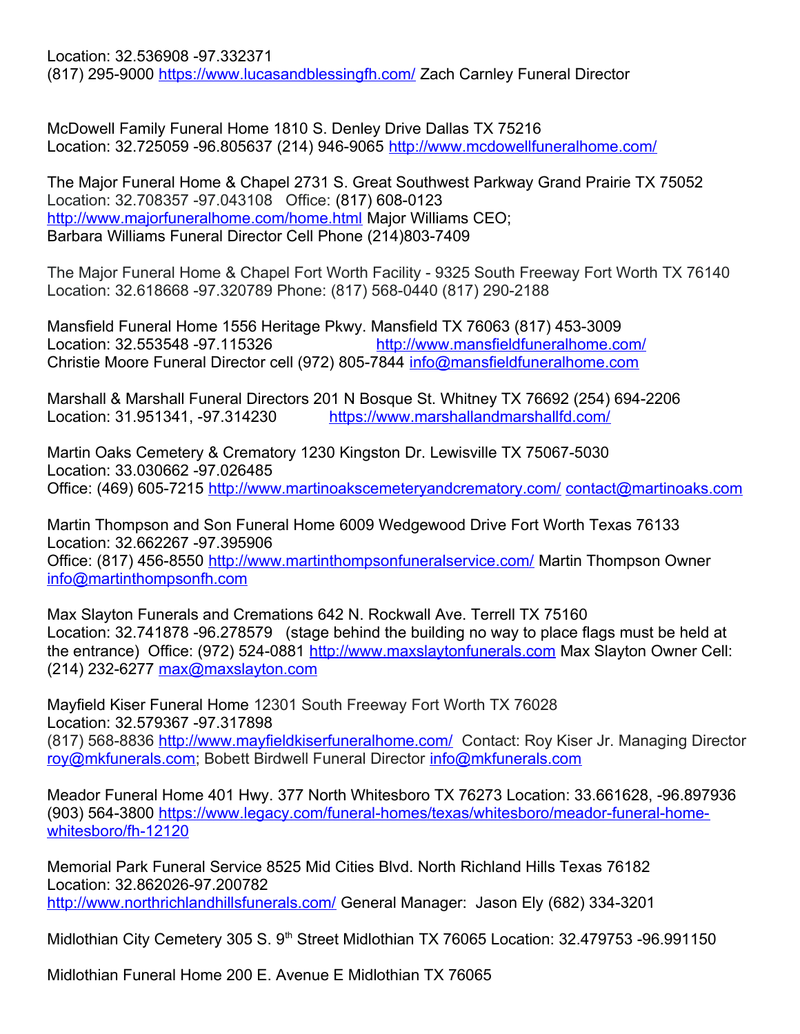Location: 32.536908 -97.332371
(817) 295-9000 https://www.lucasandblessingfh.com/ Zach Carnley Funeral Director

McDowell Family Funeral Home 1810 S. Denley Drive Dallas TX 75216
Location: 32.725059 -96.805637 (214) 946-9065 http://www.mcdowellfuneralhome.com/

The Major Funeral Home & Chapel 2731 S. Great Southwest Parkway Grand Prairie TX 75052
Location: 32.708357 -97.043108 Office: (817) 608-0123
http://www.majorfuneralhome.com/home.html Major Williams CEO;
Barbara Williams Funeral Director Cell Phone (214)803-7409

The Major Funeral Home & Chapel Fort Worth Facility - 9325 South Freeway Fort Worth TX 76140
Location: 32.618668 -97.320789 Phone: (817) 568-0440 (817) 290-2188

Mansfield Funeral Home 1556 Heritage Pkwy. Mansfield TX 76063 (817) 453-3009
Location: 32.553548 -97.115326 http://www.mansfieldfuneralhome.com/
Christie Moore Funeral Director cell (972) 805-7844 info@mansfieldfuneralhome.com

Marshall & Marshall Funeral Directors 201 N Bosque St. Whitney TX 76692 (254) 694-2206
Location: 31.951341, -97.314230 https://www.marshallandmarshallfd.com/

Martin Oaks Cemetery & Crematory 1230 Kingston Dr. Lewisville TX 75067-5030
Location: 33.030662 -97.026485
Office: (469) 605-7215 http://www.martinoakscemeteryandcrematory.com/ contact@martinoaks.com

Martin Thompson and Son Funeral Home 6009 Wedgewood Drive Fort Worth Texas 76133
Location: 32.662267 -97.395906
Office: (817) 456-8550 http://www.martinthompsonfuneralservice.com/ Martin Thompson Owner
info@martinthompsonfh.com

Max Slayton Funerals and Cremations 642 N. Rockwall Ave. Terrell TX 75160
Location: 32.741878 -96.278579 (stage behind the building no way to place flags must be held at the entrance) Office: (972) 524-0881 http://www.maxslaytonfunerals.com Max Slayton Owner Cell: (214) 232-6277 max@maxslayton.com

Mayfield Kiser Funeral Home 12301 South Freeway Fort Worth TX 76028
Location: 32.579367 -97.317898
(817) 568-8836 http://www.mayfieldkiserfuneralhome.com/ Contact: Roy Kiser Jr. Managing Director roy@mkfunerals.com; Bobett Birdwell Funeral Director info@mkfunerals.com

Meador Funeral Home 401 Hwy. 377 North Whitesboro TX 76273 Location: 33.661628, -96.897936
(903) 564-3800 https://www.legacy.com/funeral-homes/texas/whitesboro/meador-funeral-home-whitesboro/fh-12120

Memorial Park Funeral Service 8525 Mid Cities Blvd. North Richland Hills Texas 76182
Location: 32.862026-97.200782
http://www.northrichlandhillsfunerals.com/ General Manager: Jason Ely (682) 334-3201

Midlothian City Cemetery 305 S. 9th Street Midlothian TX 76065 Location: 32.479753 -96.991150

Midlothian Funeral Home 200 E. Avenue E Midlothian TX 76065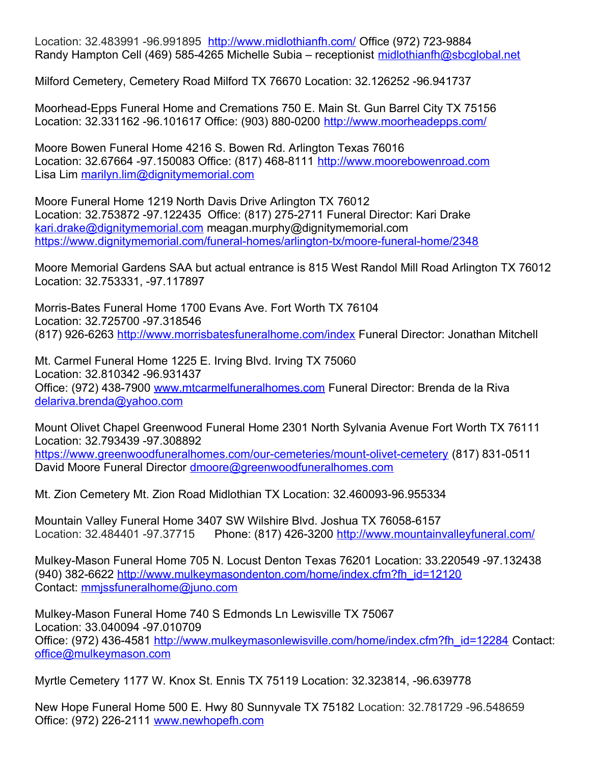Location: 32.483991 -96.991895  http://www.midlothianfh.com/ Office (972) 723-9884
Randy Hampton Cell (469) 585-4265 Michelle Subia – receptionist midlothianfh@sbcglobal.net

Milford Cemetery, Cemetery Road Milford TX 76670 Location: 32.126252 -96.941737

Moorhead-Epps Funeral Home and Cremations 750 E. Main St. Gun Barrel City TX 75156
Location: 32.331162 -96.101617 Office: (903) 880-0200 http://www.moorheadepps.com/

Moore Bowen Funeral Home 4216 S. Bowen Rd. Arlington Texas 76016
Location: 32.67664 -97.150083 Office: (817) 468-8111 http://www.moorebowenroad.com
Lisa Lim marilyn.lim@dignitymemorial.com

Moore Funeral Home 1219 North Davis Drive Arlington TX 76012
Location: 32.753872 -97.122435  Office: (817) 275-2711 Funeral Director: Kari Drake
kari.drake@dignitymemorial.com meagan.murphy@dignitymemorial.com
https://www.dignitymemorial.com/funeral-homes/arlington-tx/moore-funeral-home/2348

Moore Memorial Gardens SAA but actual entrance is 815 West Randol Mill Road Arlington TX 76012
Location: 32.753331, -97.117897

Morris-Bates Funeral Home 1700 Evans Ave. Fort Worth TX 76104
Location: 32.725700 -97.318546
(817) 926-6263 http://www.morrisbatesfuneralhome.com/index Funeral Director: Jonathan Mitchell

Mt. Carmel Funeral Home 1225 E. Irving Blvd. Irving TX 75060
Location: 32.810342 -96.931437
Office: (972) 438-7900 www.mtcarmelfuneralhomes.com Funeral Director: Brenda de la Riva
delariva.brenda@yahoo.com

Mount Olivet Chapel Greenwood Funeral Home 2301 North Sylvania Avenue Fort Worth TX 76111
Location: 32.793439 -97.308892
https://www.greenwoodfuneralhomes.com/our-cemeteries/mount-olivet-cemetery (817) 831-0511
David Moore Funeral Director dmoore@greenwoodfuneralhomes.com

Mt. Zion Cemetery Mt. Zion Road Midlothian TX Location: 32.460093-96.955334

Mountain Valley Funeral Home 3407 SW Wilshire Blvd. Joshua TX 76058-6157
Location: 32.484401 -97.37715    Phone: (817) 426-3200 http://www.mountainvalleyfuneral.com/

Mulkey-Mason Funeral Home 705 N. Locust Denton Texas 76201 Location: 33.220549 -97.132438
(940) 382-6622 http://www.mulkeymasondenton.com/home/index.cfm?fh_id=12120
Contact: mmjssfuneralhome@juno.com

Mulkey-Mason Funeral Home 740 S Edmonds Ln Lewisville TX 75067
Location: 33.040094 -97.010709
Office: (972) 436-4581 http://www.mulkeymasonlewisville.com/home/index.cfm?fh_id=12284 Contact:
office@mulkeymason.com

Myrtle Cemetery 1177 W. Knox St. Ennis TX 75119 Location: 32.323814, -96.639778

New Hope Funeral Home 500 E. Hwy 80 Sunnyvale TX 75182 Location: 32.781729 -96.548659
Office: (972) 226-2111 www.newhopefh.com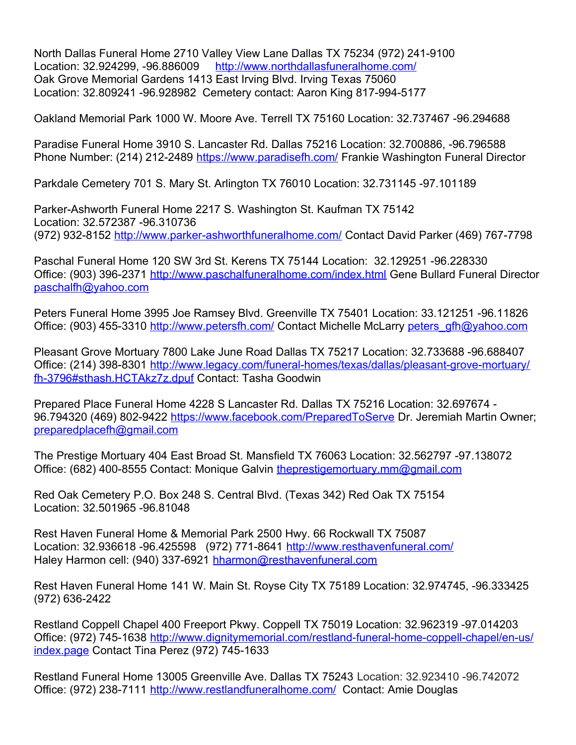North Dallas Funeral Home 2710 Valley View Lane Dallas TX 75234 (972) 241-9100
Location: 32.924299, -96.886009 http://www.northdallasfuneralhome.com/
Oak Grove Memorial Gardens 1413 East Irving Blvd. Irving Texas 75060
Location: 32.809241 -96.928982 Cemetery contact: Aaron King 817-994-5177

Oakland Memorial Park 1000 W. Moore Ave. Terrell TX 75160 Location: 32.737467 -96.294688

Paradise Funeral Home 3910 S. Lancaster Rd. Dallas 75216 Location: 32.700886, -96.796588
Phone Number: (214) 212-2489 https://www.paradisefh.com/ Frankie Washington Funeral Director

Parkdale Cemetery 701 S. Mary St. Arlington TX 76010 Location: 32.731145 -97.101189

Parker-Ashworth Funeral Home 2217 S. Washington St. Kaufman TX 75142
Location: 32.572387 -96.310736
(972) 932-8152 http://www.parker-ashworthfuneralhome.com/ Contact David Parker (469) 767-7798

Paschal Funeral Home 120 SW 3rd St. Kerens TX 75144 Location: 32.129251 -96.228330
Office: (903) 396-2371 http://www.paschalfuneralhome.com/index.html Gene Bullard Funeral Director
paschalfh@yahoo.com

Peters Funeral Home 3995 Joe Ramsey Blvd. Greenville TX 75401 Location: 33.121251 -96.11826
Office: (903) 455-3310 http://www.petersfh.com/ Contact Michelle McLarry peters_gfh@yahoo.com

Pleasant Grove Mortuary 7800 Lake June Road Dallas TX 75217 Location: 32.733688 -96.688407
Office: (214) 398-8301 http://www.legacy.com/funeral-homes/texas/dallas/pleasant-grove-mortuary/fh-3796#sthash.HCTAkz7z.dpuf Contact: Tasha Goodwin

Prepared Place Funeral Home 4228 S Lancaster Rd. Dallas TX 75216 Location: 32.697674 -96.794320 (469) 802-9422 https://www.facebook.com/PreparedToServe Dr. Jeremiah Martin Owner;
preparedplacefh@gmail.com

The Prestige Mortuary 404 East Broad St. Mansfield TX 76063 Location: 32.562797 -97.138072
Office: (682) 400-8555 Contact: Monique Galvin theprestigemortuary.mm@gmail.com

Red Oak Cemetery P.O. Box 248 S. Central Blvd. (Texas 342) Red Oak TX 75154
Location: 32.501965 -96.81048

Rest Haven Funeral Home & Memorial Park 2500 Hwy. 66 Rockwall TX 75087
Location: 32.936618 -96.425598 (972) 771-8641 http://www.resthavenfuneral.com/
Haley Harmon cell: (940) 337-6921 hharmon@resthavenfuneral.com

Rest Haven Funeral Home 141 W. Main St. Royse City TX 75189 Location: 32.974745, -96.333425
(972) 636-2422

Restland Coppell Chapel 400 Freeport Pkwy. Coppell TX 75019 Location: 32.962319 -97.014203
Office: (972) 745-1638 http://www.dignitymemorial.com/restland-funeral-home-coppell-chapel/en-us/index.page Contact Tina Perez (972) 745-1633

Restland Funeral Home 13005 Greenville Ave. Dallas TX 75243 Location: 32.923410 -96.742072
Office: (972) 238-7111 http://www.restlandfuneralhome.com/ Contact: Amie Douglas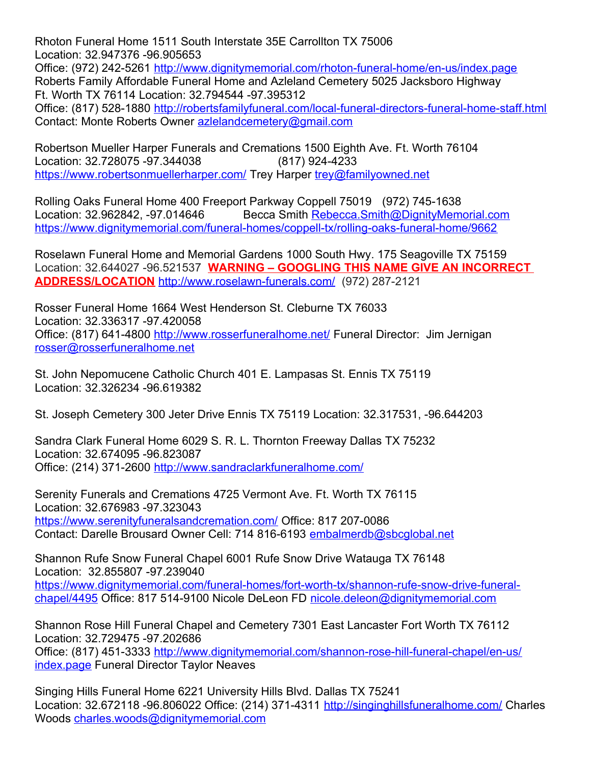Rhoton Funeral Home 1511 South Interstate 35E Carrollton TX 75006
Location: 32.947376 -96.905653
Office: (972) 242-5261 http://www.dignitymemorial.com/rhoton-funeral-home/en-us/index.page
Roberts Family Affordable Funeral Home and Azleland Cemetery 5025 Jacksboro Highway Ft. Worth TX 76114 Location: 32.794544 -97.395312
Office: (817) 528-1880 http://robertsfamilyfuneral.com/local-funeral-directors-funeral-home-staff.html
Contact: Monte Roberts Owner azlelandcemetery@gmail.com

Robertson Mueller Harper Funerals and Cremations 1500 Eighth Ave. Ft. Worth 76104
Location: 32.728075 -97.344038 (817) 924-4233
https://www.robertsonmuellerharper.com/ Trey Harper trey@familyowned.net

Rolling Oaks Funeral Home 400 Freeport Parkway Coppell 75019 (972) 745-1638
Location: 32.962842, -97.014646 Becca Smith Rebecca.Smith@DignityMemorial.com
https://www.dignitymemorial.com/funeral-homes/coppell-tx/rolling-oaks-funeral-home/9662

Roselawn Funeral Home and Memorial Gardens 1000 South Hwy. 175 Seagoville TX 75159
Location: 32.644027 -96.521537 **WARNING – GOOGLING THIS NAME GIVE AN INCORRECT ADDRESS/LOCATION** http://www.roselawn-funerals.com/ (972) 287-2121

Rosser Funeral Home 1664 West Henderson St. Cleburne TX 76033
Location: 32.336317 -97.420058
Office: (817) 641-4800 http://www.rosserfuneralhome.net/ Funeral Director: Jim Jernigan rosser@rosserfuneralhome.net

St. John Nepomucene Catholic Church 401 E. Lampasas St. Ennis TX 75119
Location: 32.326234 -96.619382

St. Joseph Cemetery 300 Jeter Drive Ennis TX 75119 Location: 32.317531, -96.644203

Sandra Clark Funeral Home 6029 S. R. L. Thornton Freeway Dallas TX 75232
Location: 32.674095 -96.823087
Office: (214) 371-2600 http://www.sandraclarkfuneralhome.com/

Serenity Funerals and Cremations 4725 Vermont Ave. Ft. Worth TX 76115
Location: 32.676983 -97.323043
https://www.serenityfuneralsandcremation.com/ Office: 817 207-0086
Contact: Darelle Brousard Owner Cell: 714 816-6193 embalmerdb@sbcglobal.net

Shannon Rufe Snow Funeral Chapel 6001 Rufe Snow Drive Watauga TX 76148
Location: 32.855807 -97.239040
https://www.dignitymemorial.com/funeral-homes/fort-worth-tx/shannon-rufe-snow-drive-funeral-chapel/4495 Office: 817 514-9100 Nicole DeLeon FD nicole.deleon@dignitymemorial.com

Shannon Rose Hill Funeral Chapel and Cemetery 7301 East Lancaster Fort Worth TX 76112
Location: 32.729475 -97.202686
Office: (817) 451-3333 http://www.dignitymemorial.com/shannon-rose-hill-funeral-chapel/en-us/index.page Funeral Director Taylor Neaves

Singing Hills Funeral Home 6221 University Hills Blvd. Dallas TX 75241
Location: 32.672118 -96.806022 Office: (214) 371-4311 http://singinghillsfuneralhome.com/ Charles Woods charles.woods@dignitymemorial.com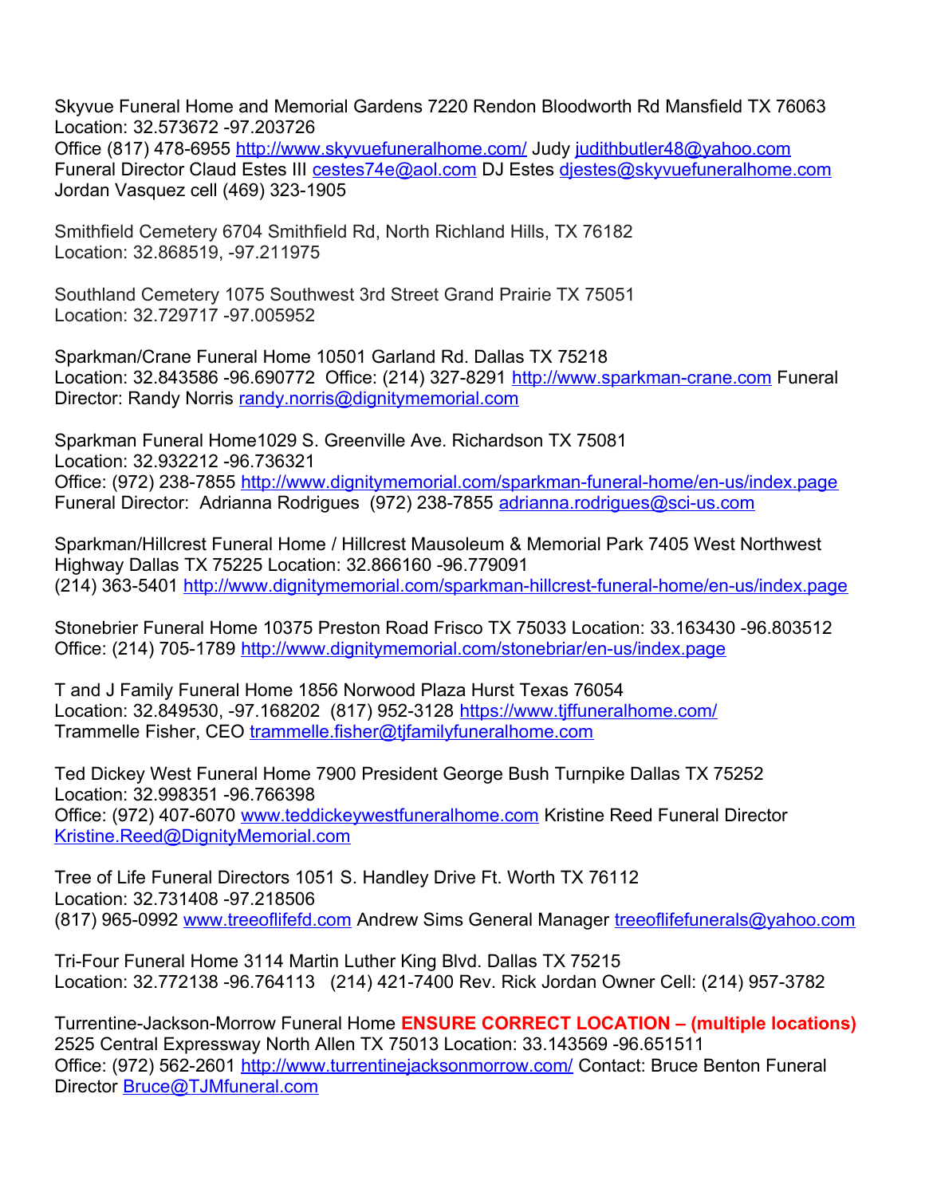Skyvue Funeral Home and Memorial Gardens 7220 Rendon Bloodworth Rd Mansfield TX 76063
Location: 32.573672 -97.203726
Office (817) 478-6955 http://www.skyvuefuneralhome.com/ Judy judithbutler48@yahoo.com
Funeral Director Claud Estes III cestes74e@aol.com DJ Estes djestes@skyvuefuneralhome.com
Jordan Vasquez cell (469) 323-1905

Smithfield Cemetery 6704 Smithfield Rd, North Richland Hills, TX 76182
Location: 32.868519, -97.211975

Southland Cemetery 1075 Southwest 3rd Street Grand Prairie TX 75051
Location: 32.729717 -97.005952

Sparkman/Crane Funeral Home 10501 Garland Rd. Dallas TX 75218
Location: 32.843586 -96.690772 Office: (214) 327-8291 http://www.sparkman-crane.com Funeral Director: Randy Norris randy.norris@dignitymemorial.com

Sparkman Funeral Home1029 S. Greenville Ave. Richardson TX 75081
Location: 32.932212 -96.736321
Office: (972) 238-7855 http://www.dignitymemorial.com/sparkman-funeral-home/en-us/index.page
Funeral Director: Adrianna Rodrigues (972) 238-7855 adrianna.rodrigues@sci-us.com

Sparkman/Hillcrest Funeral Home / Hillcrest Mausoleum & Memorial Park 7405 West Northwest Highway Dallas TX 75225 Location: 32.866160 -96.779091
(214) 363-5401 http://www.dignitymemorial.com/sparkman-hillcrest-funeral-home/en-us/index.page

Stonebrier Funeral Home 10375 Preston Road Frisco TX 75033 Location: 33.163430 -96.803512
Office: (214) 705-1789 http://www.dignitymemorial.com/stonebriar/en-us/index.page

T and J Family Funeral Home 1856 Norwood Plaza Hurst Texas 76054
Location: 32.849530, -97.168202 (817) 952-3128 https://www.tjffuneralhome.com/
Trammelle Fisher, CEO trammelle.fisher@tjfamilyfuneralhome.com

Ted Dickey West Funeral Home 7900 President George Bush Turnpike Dallas TX 75252
Location: 32.998351 -96.766398
Office: (972) 407-6070 www.teddickeywestfuneralhome.com Kristine Reed Funeral Director Kristine.Reed@DignityMemorial.com

Tree of Life Funeral Directors 1051 S. Handley Drive Ft. Worth TX 76112
Location: 32.731408 -97.218506
(817) 965-0992 www.treeoflifefd.com Andrew Sims General Manager treeoflifefunerals@yahoo.com

Tri-Four Funeral Home 3114 Martin Luther King Blvd. Dallas TX 75215
Location: 32.772138 -96.764113 (214) 421-7400 Rev. Rick Jordan Owner Cell: (214) 957-3782

Turrentine-Jackson-Morrow Funeral Home **ENSURE CORRECT LOCATION – (multiple locations)**
2525 Central Expressway North Allen TX 75013 Location: 33.143569 -96.651511
Office: (972) 562-2601 http://www.turrentinejacksonmorrow.com/ Contact: Bruce Benton Funeral Director Bruce@TJMfuneral.com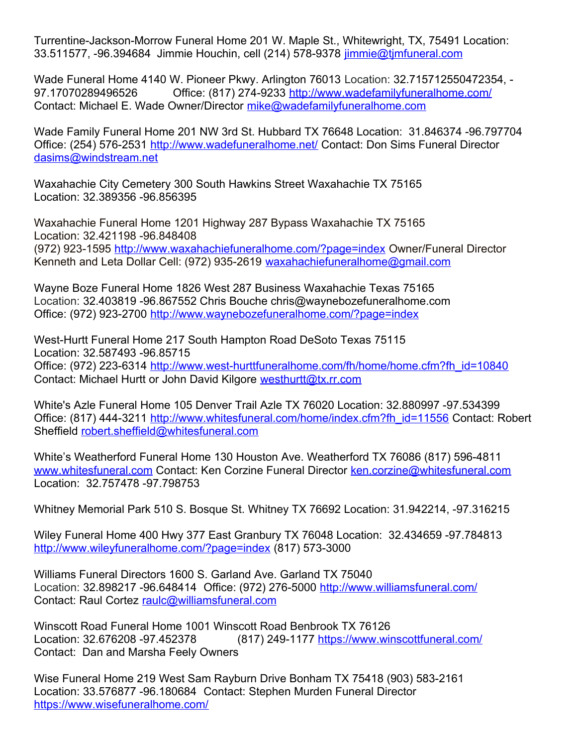Turrentine-Jackson-Morrow Funeral Home 201 W. Maple St., Whitewright, TX, 75491 Location: 33.511577, -96.394684 Jimmie Houchin, cell (214) 578-9378 jimmie@tjmfuneral.com

Wade Funeral Home 4140 W. Pioneer Pkwy. Arlington 76013 Location: 32.715712550472354, -97.17070289496526 Office: (817) 274-9233 http://www.wadefamilyfuneralhome.com/
Contact: Michael E. Wade Owner/Director mike@wadefamilyfuneralhome.com

Wade Family Funeral Home 201 NW 3rd St. Hubbard TX 76648 Location: 31.846374 -96.797704
Office: (254) 576-2531 http://www.wadefuneralhome.net/ Contact: Don Sims Funeral Director dasims@windstream.net

Waxahachie City Cemetery 300 South Hawkins Street Waxahachie TX 75165
Location: 32.389356 -96.856395

Waxahachie Funeral Home 1201 Highway 287 Bypass Waxahachie TX 75165
Location: 32.421198 -96.848408
(972) 923-1595 http://www.waxahachiefuneralhome.com/?page=index Owner/Funeral Director Kenneth and Leta Dollar Cell: (972) 935-2619 waxahachiefuneralhome@gmail.com

Wayne Boze Funeral Home 1826 West 287 Business Waxahachie Texas 75165
Location: 32.403819 -96.867552 Chris Bouche chris@waynebozefuneralhome.com
Office: (972) 923-2700 http://www.waynebozefuneralhome.com/?page=index

West-Hurtt Funeral Home 217 South Hampton Road DeSoto Texas 75115
Location: 32.587493 -96.85715
Office: (972) 223-6314 http://www.west-hurttfuneralhome.com/fh/home/home.cfm?fh_id=10840
Contact: Michael Hurtt or John David Kilgore westhurtt@tx.rr.com

White's Azle Funeral Home 105 Denver Trail Azle TX 76020 Location: 32.880997 -97.534399
Office: (817) 444-3211 http://www.whitesfuneral.com/home/index.cfm?fh_id=11556 Contact: Robert Sheffield robert.sheffield@whitesfuneral.com

White's Weatherford Funeral Home 130 Houston Ave. Weatherford TX 76086 (817) 596-4811 www.whitesfuneral.com Contact: Ken Corzine Funeral Director ken.corzine@whitesfuneral.com
Location: 32.757478 -97.798753

Whitney Memorial Park 510 S. Bosque St. Whitney TX 76692 Location: 31.942214, -97.316215

Wiley Funeral Home 400 Hwy 377 East Granbury TX 76048 Location: 32.434659 -97.784813
http://www.wileyfuneralhome.com/?page=index (817) 573-3000

Williams Funeral Directors 1600 S. Garland Ave. Garland TX 75040
Location: 32.898217 -96.648414 Office: (972) 276-5000 http://www.williamsfuneral.com/
Contact: Raul Cortez raulc@williamsfuneral.com

Winscott Road Funeral Home 1001 Winscott Road Benbrook TX 76126
Location: 32.676208 -97.452378 (817) 249-1177 https://www.winscottfuneral.com/
Contact: Dan and Marsha Feely Owners

Wise Funeral Home 219 West Sam Rayburn Drive Bonham TX 75418 (903) 583-2161
Location: 33.576877 -96.180684 Contact: Stephen Murden Funeral Director
https://www.wisefuneralhome.com/